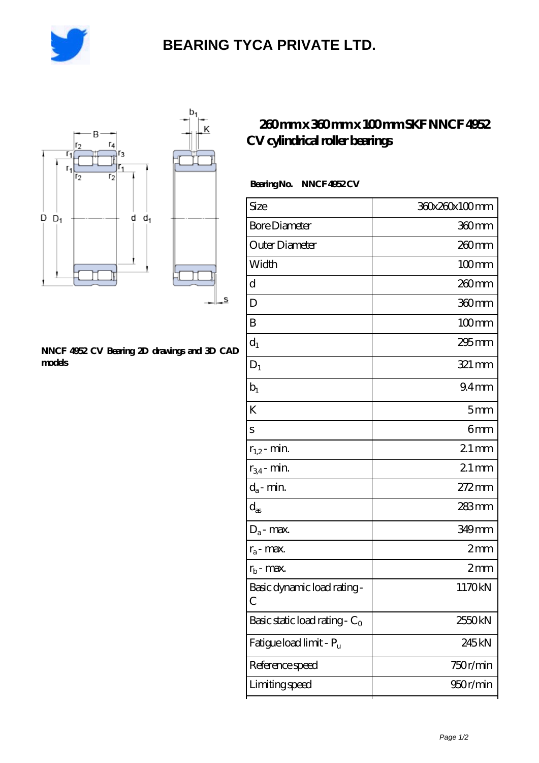# BEARING TYCA PRIVATE LTD.

## 260 mm x 360 mm x 100 mm SKF NNCF 4952 CV cylindrical roller bearings

NNCF 4952 CV Bearing 2D drawings and 3D CAD models

**Bearing No.** NNCF 4952 CV

| Size | 360x260x100 mm |
|---|---|
| Bore Diameter | 360 mm |
| Outer Diameter | 260 mm |
| Width | 100 mm |
| d | 260 mm |
| D | 360 mm |
| B | 100 mm |
| $d_1$ | 295 mm |
| $D_1$ | 321 mm |
| $b_1$ | 9.4 mm |
| K | 5 mm |
| s | 6 mm |
| $r_{1,2}$ - min. | 2.1 mm |
| $r_{3,4}$ - min. | 2.1 mm |
| $d_a$ - min. | 272 mm |
| $d_{as}$ | 283 mm |
| $D_a$ - max. | 349 mm |
| $r_a$ - max. | 2 mm |
| $r_b$ - max. | 2 mm |
| Basic dynamic load rating - C | 1170 kN |
| Basic static load rating - $C_0$ | 2550 kN |
| Fatigue load limit - $P_u$ | 245 kN |
| Reference speed | 750 r/min |
| Limiting speed | 950 r/min |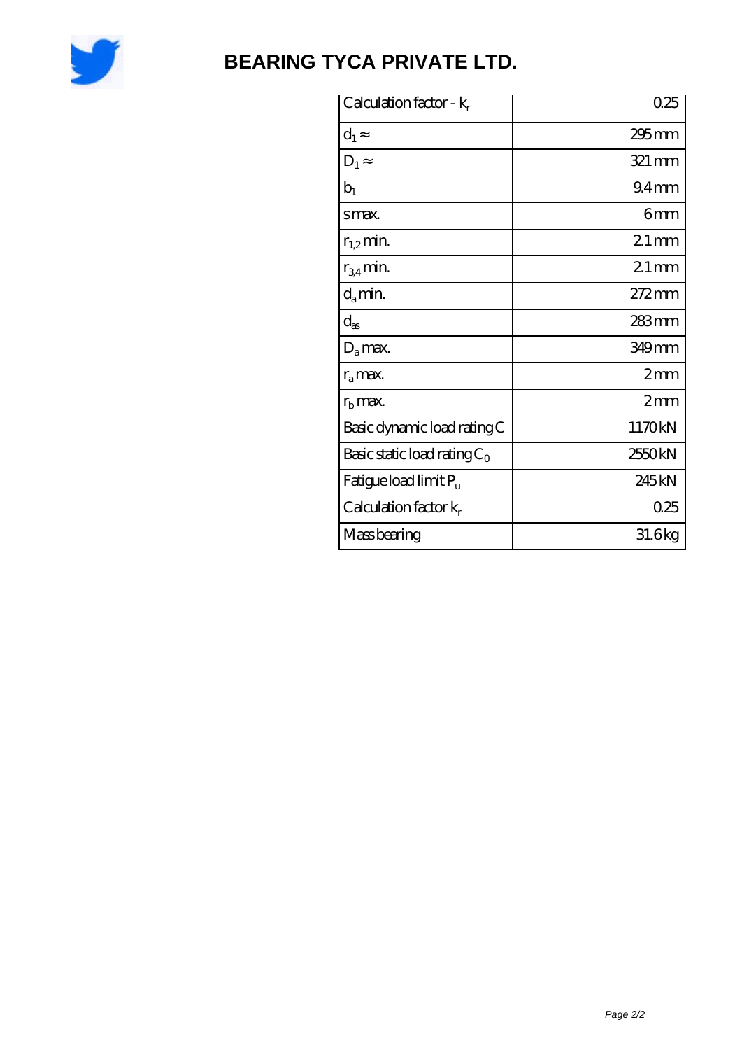# BEARING TYCA PRIVATE LTD.

| | |
|---|---|
| Calculation factor - $k_r$ | 0.25 |
| $d_1 \approx$ | 295 mm |
| $D_1 \approx$ | 321 mm |
| $b_1$ | 9.4 mm |
| s max. | 6 mm |
| $r_{1,2}$ min. | 2.1 mm |
| $r_{3,4}$ min. | 2.1 mm |
| $d_a$ min. | 272 mm |
| $d_{as}$ | 283 mm |
| $D_a$ max. | 349 mm |
| $r_a$ max. | 2 mm |
| $r_b$ max. | 2 mm |
| Basic dynamic load rating C | 1170 kN |
| Basic static load rating $C_0$ | 2550 kN |
| Fatigue load limit $P_u$ | 245 kN |
| Calculation factor $k_r$ | 0.25 |
| Mass bearing | 31.6 kg |